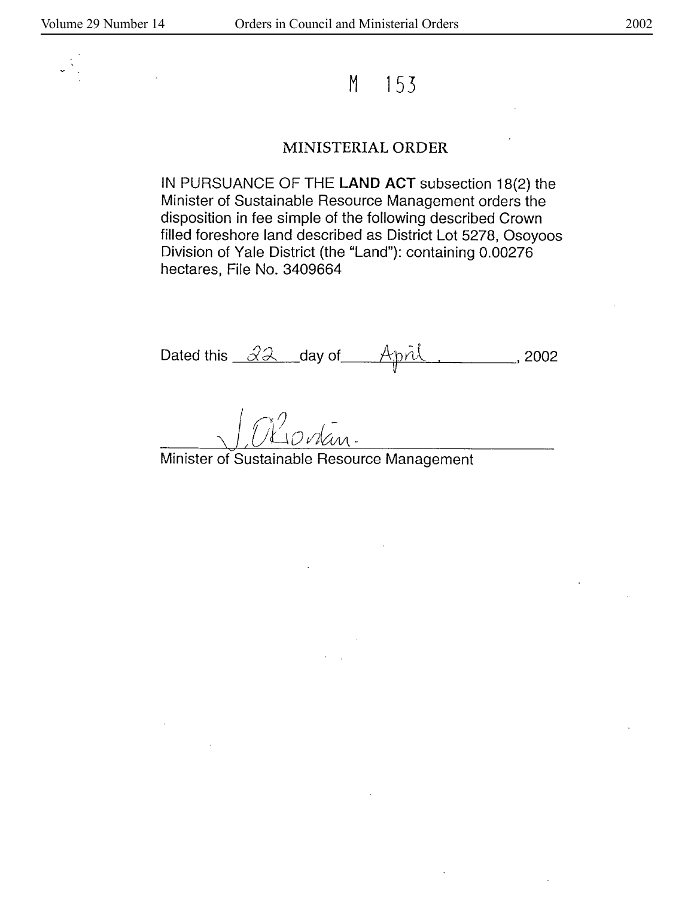M 153

## MINISTERIAL ORDER

IN PURSUANCE OF THE **LAND ACT** subsection 18(2) the Minister of Sustainable Resource Management orders the disposition in fee simple of the following described Crown filled foreshore land described as District Lot 5278, Osoyoos Division of Yale District (the "Land"): containing 0.00276 hectares, File No. 3409664

Dated this 22 day of April, 2002

J. O'Riordan.

Minister of Sustainable Resource Management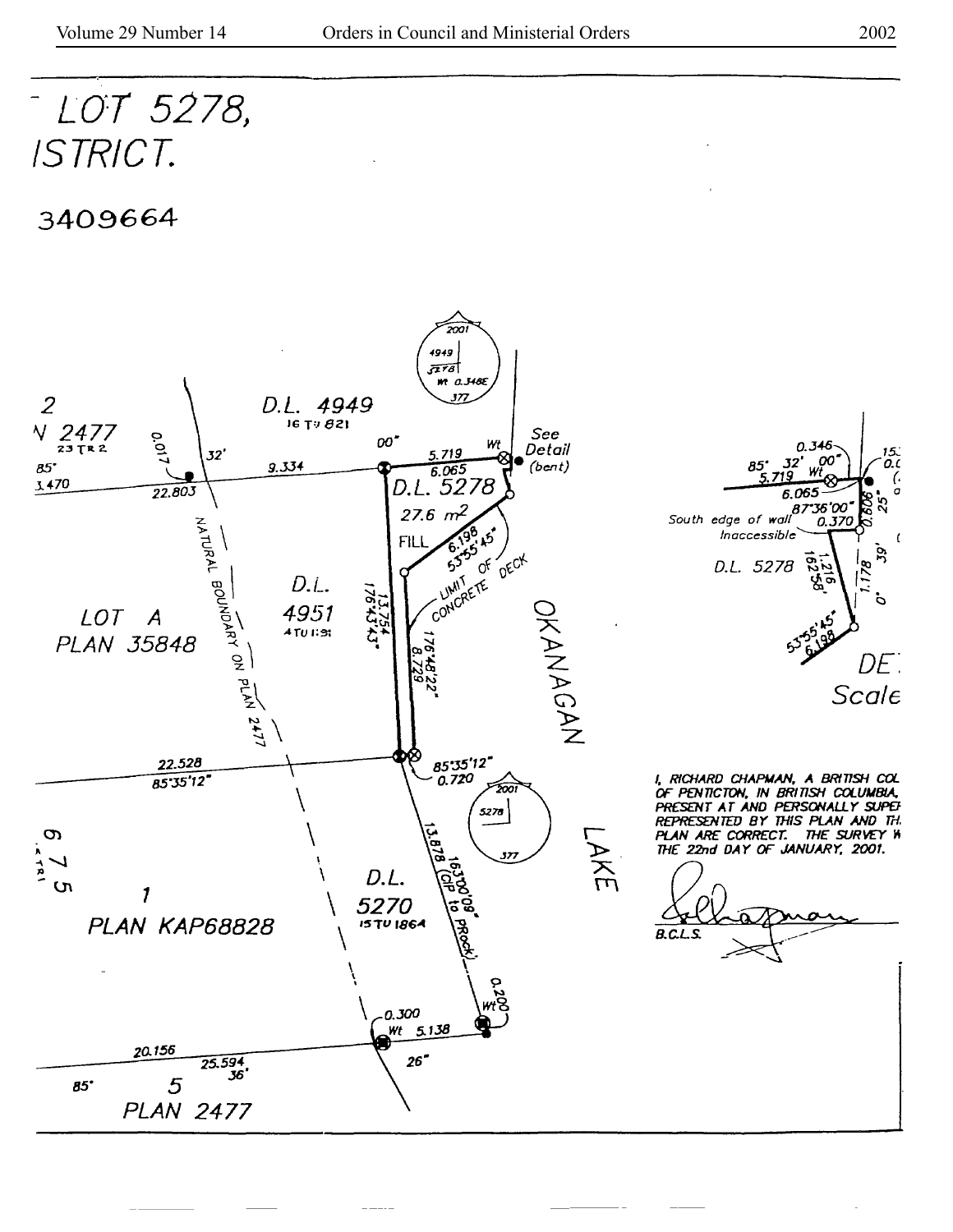LOT 5278,
ISTRICT.

3409664

D.L. 4949

D.L. 5278

27.6 $m^2$

FILL

LIMIT OF CONCRETE DECK

D.L. 4951

LOT A
PLAN 35848

NATURAL BOUNDARY ON PLAN 2477

OKANAGAN LAKE

D.L. 5270

1
PLAN KAP68828

5
PLAN 2477

See Detail (bent)

South edge of wall Inaccessible

D.L. 5278

DE
Scale

I, RICHARD CHAPMAN, A BRITISH COL OF PENTICTON, IN BRITISH COLUMBIA, PRESENT AT AND PERSONALLY SUPER REPRESENTED BY THIS PLAN AND TH PLAN ARE CORRECT. THE SURVEY W THE 22nd DAY OF JANUARY, 2001.

B.C.L.S.